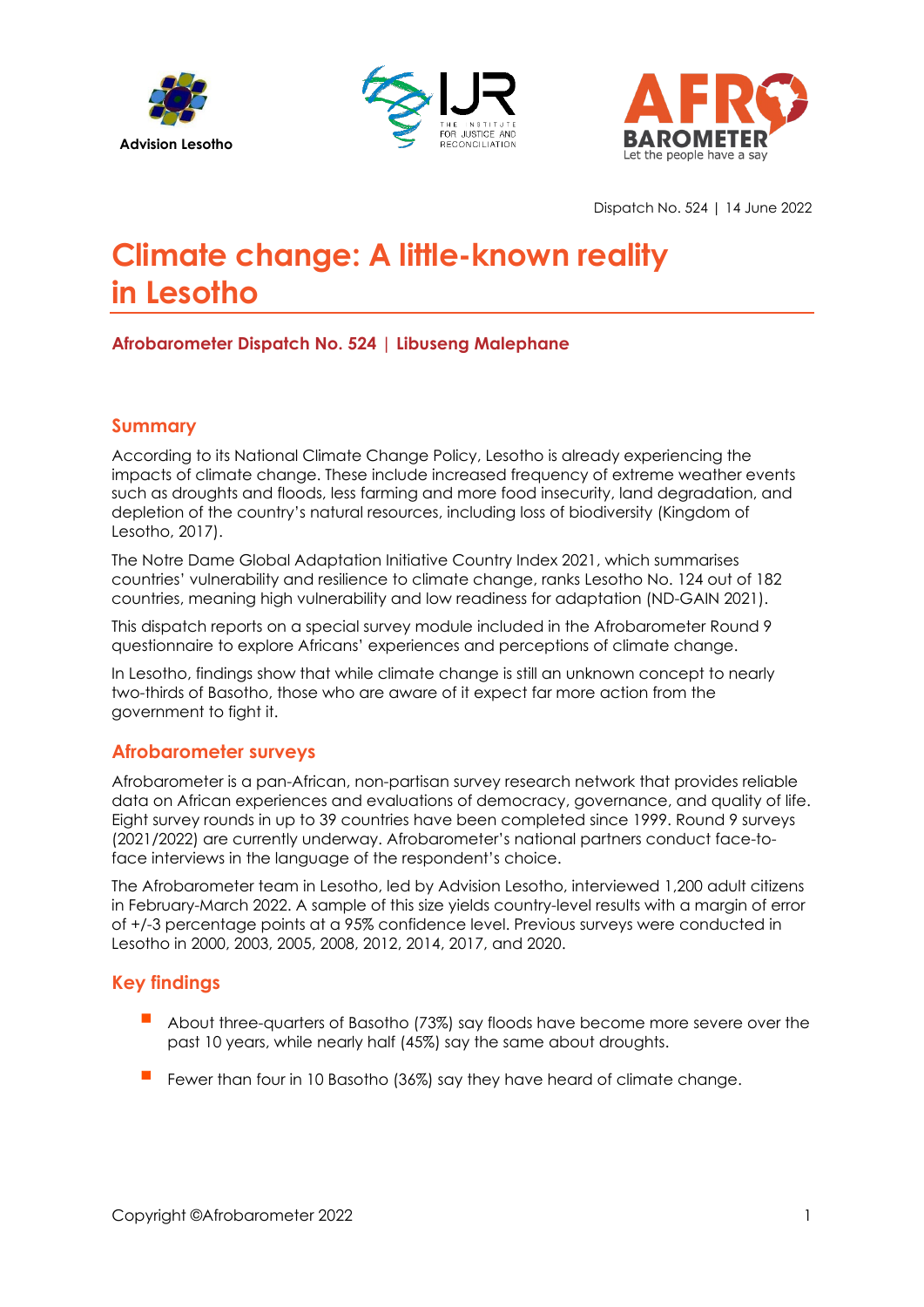Advision Lesotho

Dispatch No. 524 | 14 June 2022

# Climate change: A little-known reality in Lesotho

**Afrobarometer Dispatch No. 524 | Libuseng Malephane**

## Summary

According to its National Climate Change Policy, Lesotho is already experiencing the impacts of climate change. These include increased frequency of extreme weather events such as droughts and floods, less farming and more food insecurity, land degradation, and depletion of the country's natural resources, including loss of biodiversity (Kingdom of Lesotho, 2017).

The Notre Dame Global Adaptation Initiative Country Index 2021, which summarises countries' vulnerability and resilience to climate change, ranks Lesotho No. 124 out of 182 countries, meaning high vulnerability and low readiness for adaptation (ND-GAIN 2021).

This dispatch reports on a special survey module included in the Afrobarometer Round 9 questionnaire to explore Africans' experiences and perceptions of climate change.

In Lesotho, findings show that while climate change is still an unknown concept to nearly two-thirds of Basotho, those who are aware of it expect far more action from the government to fight it.

## Afrobarometer surveys

Afrobarometer is a pan-African, non-partisan survey research network that provides reliable data on African experiences and evaluations of democracy, governance, and quality of life. Eight survey rounds in up to 39 countries have been completed since 1999. Round 9 surveys (2021/2022) are currently underway. Afrobarometer's national partners conduct face-to-face interviews in the language of the respondent's choice.

The Afrobarometer team in Lesotho, led by Advision Lesotho, interviewed 1,200 adult citizens in February-March 2022. A sample of this size yields country-level results with a margin of error of +/-3 percentage points at a 95% confidence level. Previous surveys were conducted in Lesotho in 2000, 2003, 2005, 2008, 2012, 2014, 2017, and 2020.

## Key findings

- About three-quarters of Basotho (73%) say floods have become more severe over the past 10 years, while nearly half (45%) say the same about droughts.
- Fewer than four in 10 Basotho (36%) say they have heard of climate change.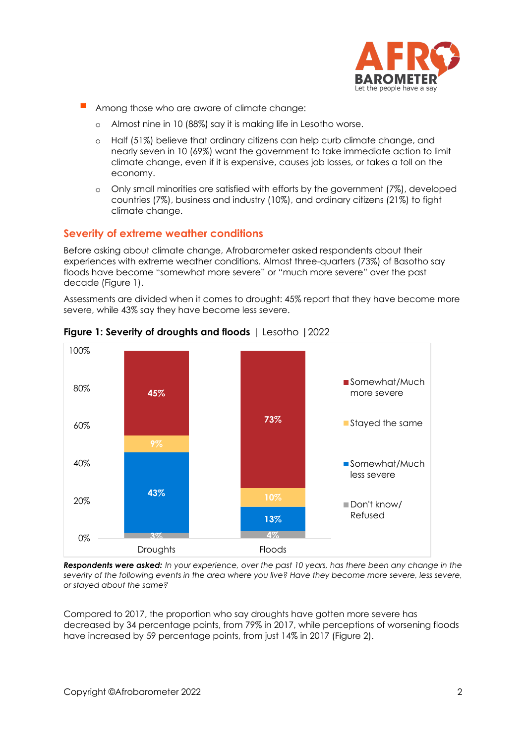- Among those who are aware of climate change:
  - Almost nine in 10 (88%) say it is making life in Lesotho worse.
  - Half (51%) believe that ordinary citizens can help curb climate change, and nearly seven in 10 (69%) want the government to take immediate action to limit climate change, even if it is expensive, causes job losses, or takes a toll on the economy.
  - Only small minorities are satisfied with efforts by the government (7%), developed countries (7%), business and industry (10%), and ordinary citizens (21%) to fight climate change.

## Severity of extreme weather conditions

Before asking about climate change, Afrobarometer asked respondents about their experiences with extreme weather conditions. Almost three-quarters (73%) of Basotho say floods have become "somewhat more severe" or "much more severe" over the past decade (Figure 1).

Assessments are divided when it comes to drought: 45% report that they have become more severe, while 43% say they have become less severe.

**Figure 1: Severity of droughts and floods** | Lesotho | 2022

| | Droughts | Floods |
|---|---|---|
| Somewhat/Much more severe | 45% | 73% |
| Stayed the same | 9% | 10% |
| Somewhat/Much less severe | 43% | 13% |
| Don't know/ Refused | 3% | 4% |

***Respondents were asked:*** *In your experience, over the past 10 years, has there been any change in the severity of the following events in the area where you live? Have they become more severe, less severe, or stayed about the same?*

Compared to 2017, the proportion who say droughts have gotten more severe has decreased by 34 percentage points, from 79% in 2017, while perceptions of worsening floods have increased by 59 percentage points, from just 14% in 2017 (Figure 2).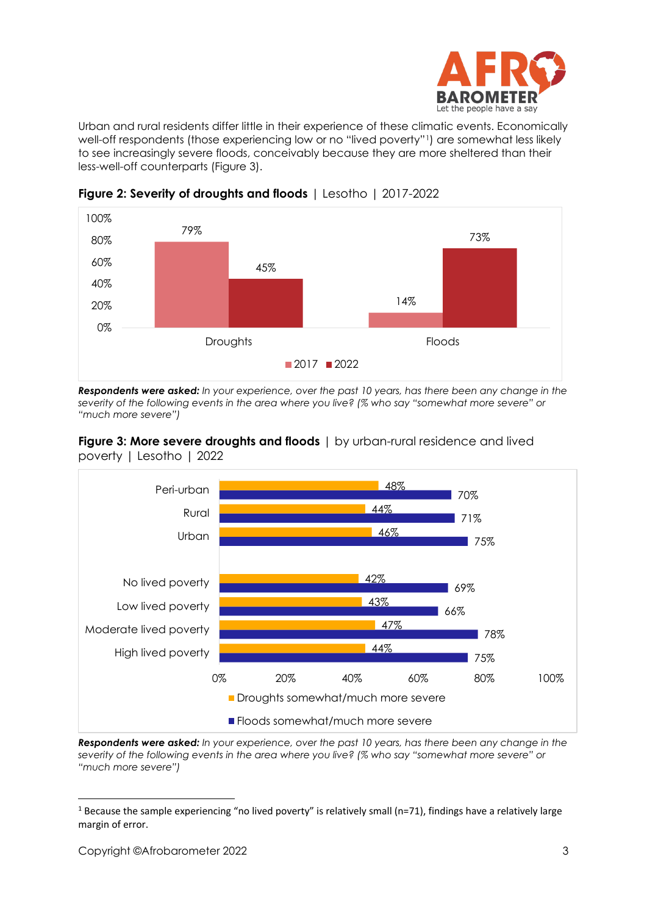Urban and rural residents differ little in their experience of these climatic events. Economically well-off respondents (those experiencing low or no "lived poverty"[1]) are somewhat less likely to see increasingly severe floods, conceivably because they are more sheltered than their less-well-off counterparts (Figure 3).

**Figure 2: Severity of droughts and floods** | Lesotho | 2017-2022

| | 2017 | 2022 |
|---|---|---|
| Droughts | 79% | 45% |
| Floods | 14% | 73% |

***Respondents were asked:*** *In your experience, over the past 10 years, has there been any change in the severity of the following events in the area where you live? (% who say "somewhat more severe" or "much more severe")*

**Figure 3: More severe droughts and floods** | by urban-rural residence and lived poverty | Lesotho | 2022

| | Droughts somewhat/much more severe | Floods somewhat/much more severe |
|---|---|---|
| Peri-urban | 48% | 70% |
| Rural | 44% | 71% |
| Urban | 46% | 75% |
| No lived poverty | 42% | 69% |
| Low lived poverty | 43% | 66% |
| Moderate lived poverty | 47% | 78% |
| High lived poverty | 44% | 75% |

***Respondents were asked:*** *In your experience, over the past 10 years, has there been any change in the severity of the following events in the area where you live? (% who say "somewhat more severe" or "much more severe")*

[1] Because the sample experiencing "no lived poverty" is relatively small (n=71), findings have a relatively large margin of error.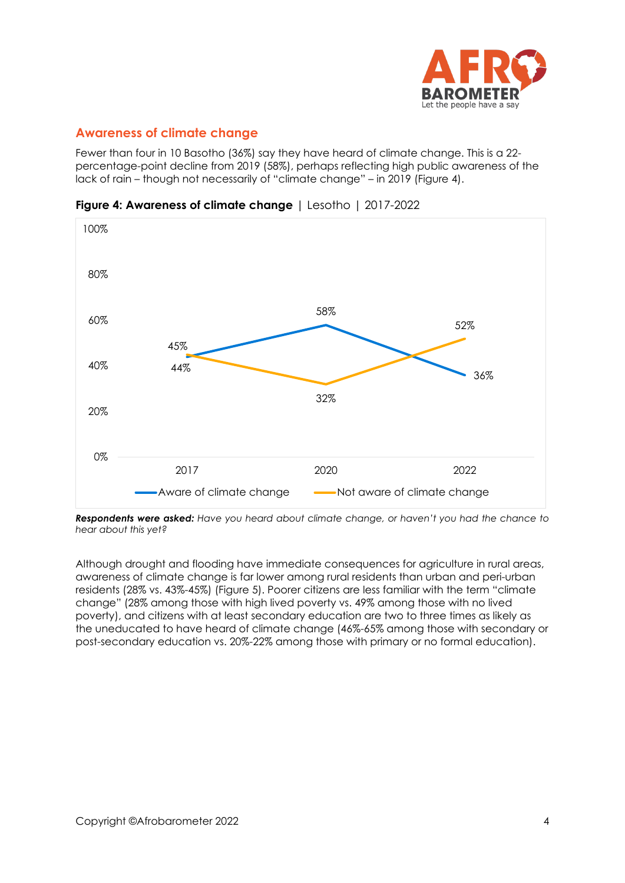## Awareness of climate change

Fewer than four in 10 Basotho (36%) say they have heard of climate change. This is a 22-percentage-point decline from 2019 (58%), perhaps reflecting high public awareness of the lack of rain – though not necessarily of "climate change" – in 2019 (Figure 4).

**Figure 4: Awareness of climate change** | Lesotho | 2017-2022

| | 2017 | 2020 | 2022 |
|---|---|---|---|
| Aware of climate change | 44% | 58% | 36% |
| Not aware of climate change | 45% | 32% | 52% |

***Respondents were asked:*** *Have you heard about climate change, or haven't you had the chance to hear about this yet?*

Although drought and flooding have immediate consequences for agriculture in rural areas, awareness of climate change is far lower among rural residents than urban and peri-urban residents (28% vs. 43%-45%) (Figure 5). Poorer citizens are less familiar with the term "climate change" (28% among those with high lived poverty vs. 49% among those with no lived poverty), and citizens with at least secondary education are two to three times as likely as the uneducated to have heard of climate change (46%-65% among those with secondary or post-secondary education vs. 20%-22% among those with primary or no formal education).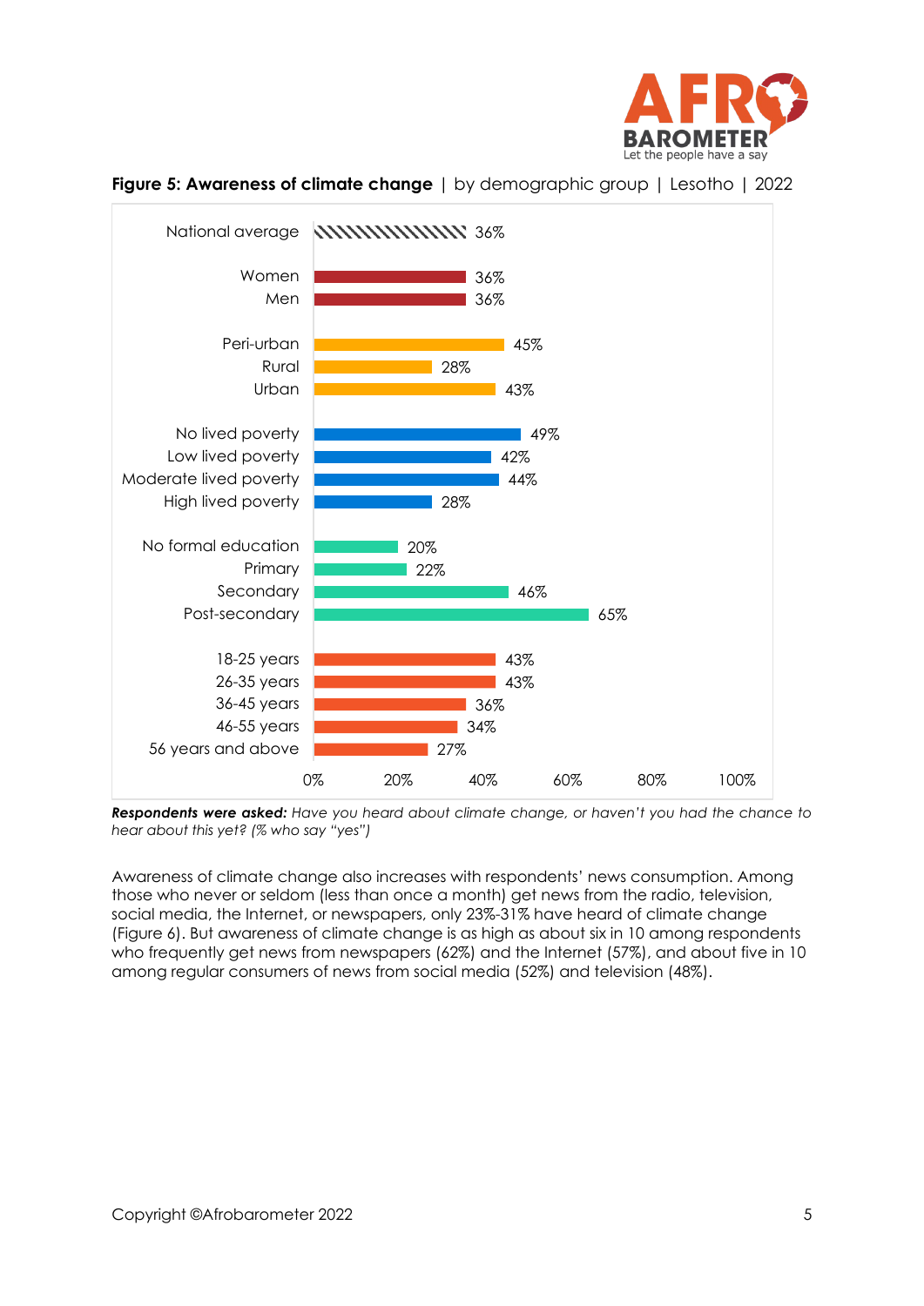**Figure 5: Awareness of climate change** | by demographic group | Lesotho | 2022

| Group | % |
| --- | --- |
| National average | 36% |
| Women | 36% |
| Men | 36% |
| Peri-urban | 45% |
| Rural | 28% |
| Urban | 43% |
| No lived poverty | 49% |
| Low lived poverty | 42% |
| Moderate lived poverty | 44% |
| High lived poverty | 28% |
| No formal education | 20% |
| Primary | 22% |
| Secondary | 46% |
| Post-secondary | 65% |
| 18-25 years | 43% |
| 26-35 years | 43% |
| 36-45 years | 36% |
| 46-55 years | 34% |
| 56 years and above | 27% |

***Respondents were asked:*** *Have you heard about climate change, or haven't you had the chance to hear about this yet? (% who say "yes")*

Awareness of climate change also increases with respondents' news consumption. Among those who never or seldom (less than once a month) get news from the radio, television, social media, the Internet, or newspapers, only 23%-31% have heard of climate change (Figure 6). But awareness of climate change is as high as about six in 10 among respondents who frequently get news from newspapers (62%) and the Internet (57%), and about five in 10 among regular consumers of news from social media (52%) and television (48%).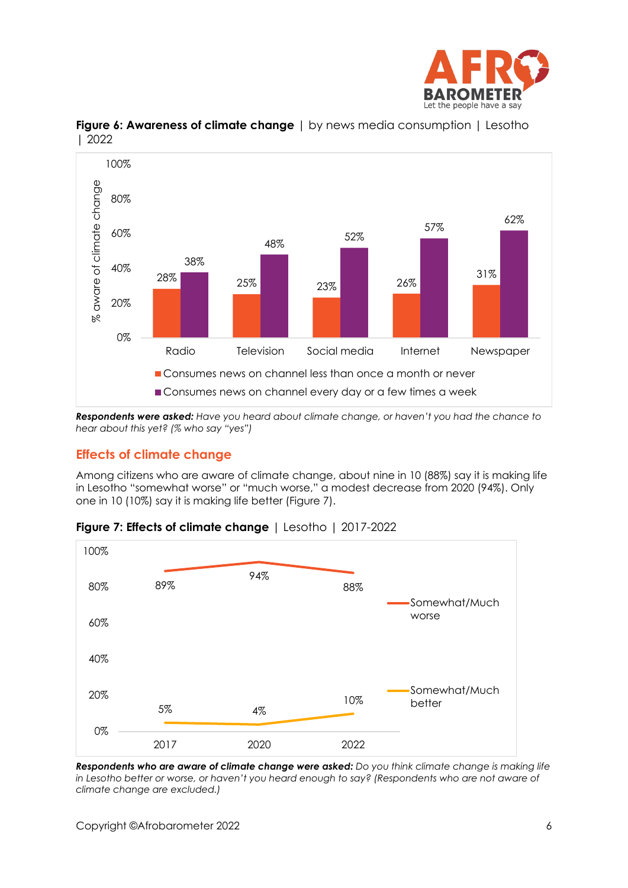**Figure 6: Awareness of climate change** | by news media consumption | Lesotho | 2022

| % aware of climate change | Radio | Television | Social media | Internet | Newspaper |
|---|---|---|---|---|---|
| Consumes news on channel less than once a month or never | 28% | 25% | 23% | 26% | 31% |
| Consumes news on channel every day or a few times a week | 38% | 48% | 52% | 57% | 62% |

***Respondents were asked:*** *Have you heard about climate change, or haven't you had the chance to hear about this yet? (% who say "yes")*

## Effects of climate change

Among citizens who are aware of climate change, about nine in 10 (88%) say it is making life in Lesotho "somewhat worse" or "much worse," a modest decrease from 2020 (94%). Only one in 10 (10%) say it is making life better (Figure 7).

**Figure 7: Effects of climate change** | Lesotho | 2017-2022

| | 2017 | 2020 | 2022 |
|---|---|---|---|
| Somewhat/Much worse | 89% | 94% | 88% |
| Somewhat/Much better | 5% | 4% | 10% |

***Respondents who are aware of climate change were asked:*** *Do you think climate change is making life in Lesotho better or worse, or haven't you heard enough to say? (Respondents who are not aware of climate change are excluded.)*

Copyright ©Afrobarometer 2022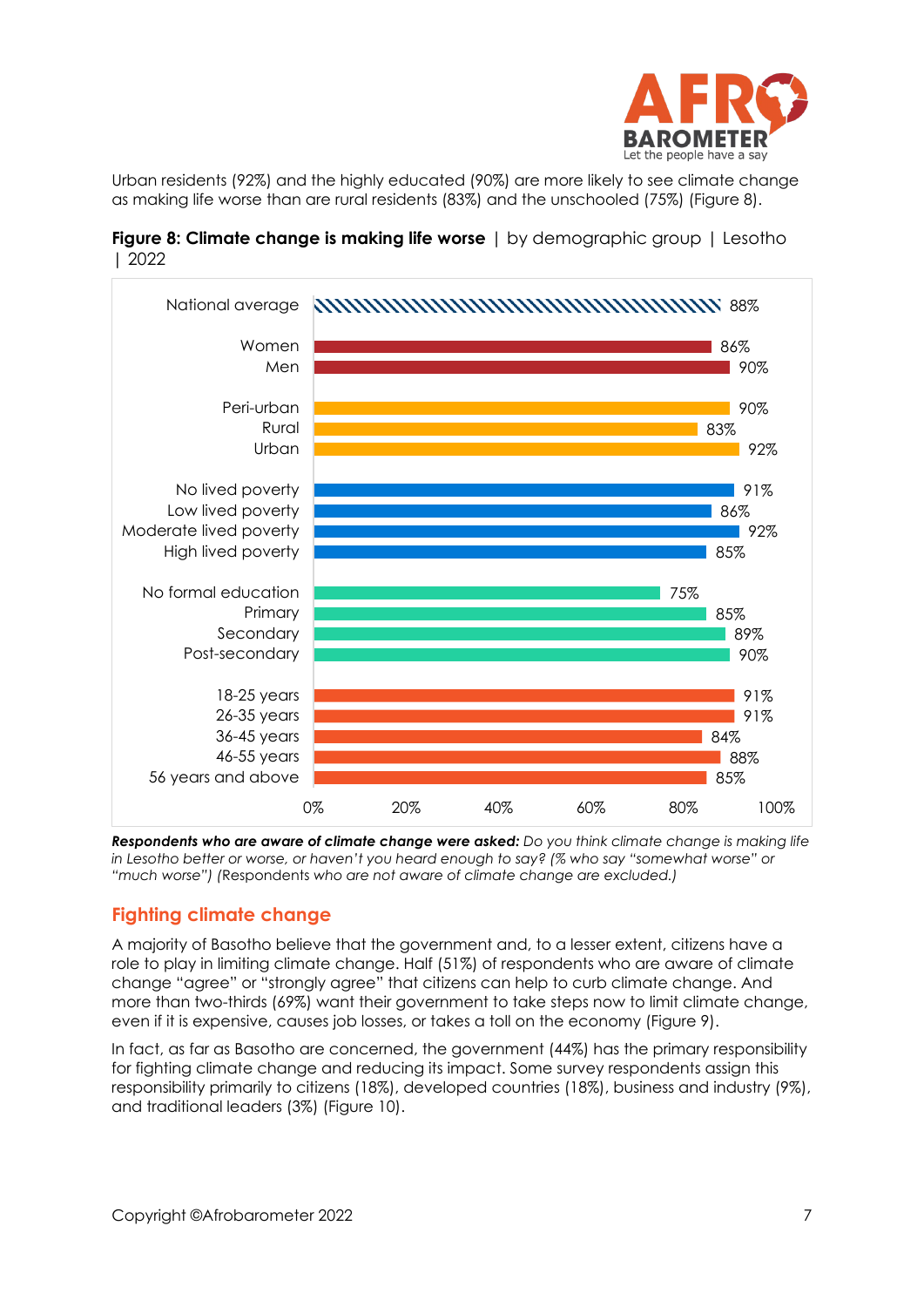Urban residents (92%) and the highly educated (90%) are more likely to see climate change as making life worse than are rural residents (83%) and the unschooled (75%) (Figure 8).

**Figure 8: Climate change is making life worse** | by demographic group | Lesotho | 2022

| Group | % |
|---|---|
| National average | 88% |
| Women | 86% |
| Men | 90% |
| Peri-urban | 90% |
| Rural | 83% |
| Urban | 92% |
| No lived poverty | 91% |
| Low lived poverty | 86% |
| Moderate lived poverty | 92% |
| High lived poverty | 85% |
| No formal education | 75% |
| Primary | 85% |
| Secondary | 89% |
| Post-secondary | 90% |
| 18-25 years | 91% |
| 26-35 years | 91% |
| 36-45 years | 84% |
| 46-55 years | 88% |
| 56 years and above | 85% |

***Respondents who are aware of climate change were asked:*** *Do you think climate change is making life in Lesotho better or worse, or haven't you heard enough to say? (% who say "somewhat worse" or "much worse") (Respondents who are not aware of climate change are excluded.)*

## Fighting climate change

A majority of Basotho believe that the government and, to a lesser extent, citizens have a role to play in limiting climate change. Half (51%) of respondents who are aware of climate change "agree" or "strongly agree" that citizens can help to curb climate change. And more than two-thirds (69%) want their government to take steps now to limit climate change, even if it is expensive, causes job losses, or takes a toll on the economy (Figure 9).

In fact, as far as Basotho are concerned, the government (44%) has the primary responsibility for fighting climate change and reducing its impact. Some survey respondents assign this responsibility primarily to citizens (18%), developed countries (18%), business and industry (9%), and traditional leaders (3%) (Figure 10).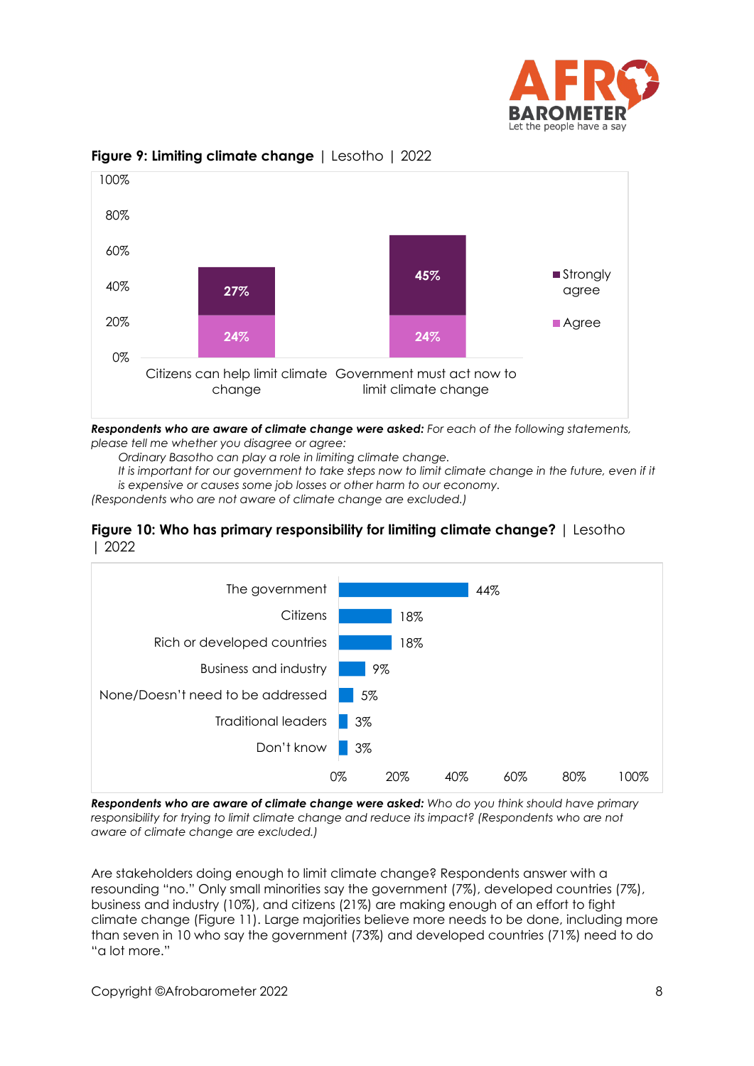**Figure 9: Limiting climate change** | Lesotho | 2022

| | Agree | Strongly agree |
|---|---|---|
| Citizens can help limit climate change | 24% | 27% |
| Government must act now to limit climate change | 24% | 45% |

***Respondents who are aware of climate change were asked:*** *For each of the following statements, please tell me whether you disagree or agree:*

*Ordinary Basotho can play a role in limiting climate change.*

*It is important for our government to take steps now to limit climate change in the future, even if it is expensive or causes some job losses or other harm to our economy.*

*(Respondents who are not aware of climate change are excluded.)*

**Figure 10: Who has primary responsibility for limiting climate change?** | Lesotho | 2022

| | % |
|---|---|
| The government | 44% |
| Citizens | 18% |
| Rich or developed countries | 18% |
| Business and industry | 9% |
| None/Doesn't need to be addressed | 5% |
| Traditional leaders | 3% |
| Don't know | 3% |

***Respondents who are aware of climate change were asked:*** *Who do you think should have primary responsibility for trying to limit climate change and reduce its impact? (Respondents who are not aware of climate change are excluded.)*

Are stakeholders doing enough to limit climate change? Respondents answer with a resounding "no." Only small minorities say the government (7%), developed countries (7%), business and industry (10%), and citizens (21%) are making enough of an effort to fight climate change (Figure 11). Large majorities believe more needs to be done, including more than seven in 10 who say the government (73%) and developed countries (71%) need to do "a lot more."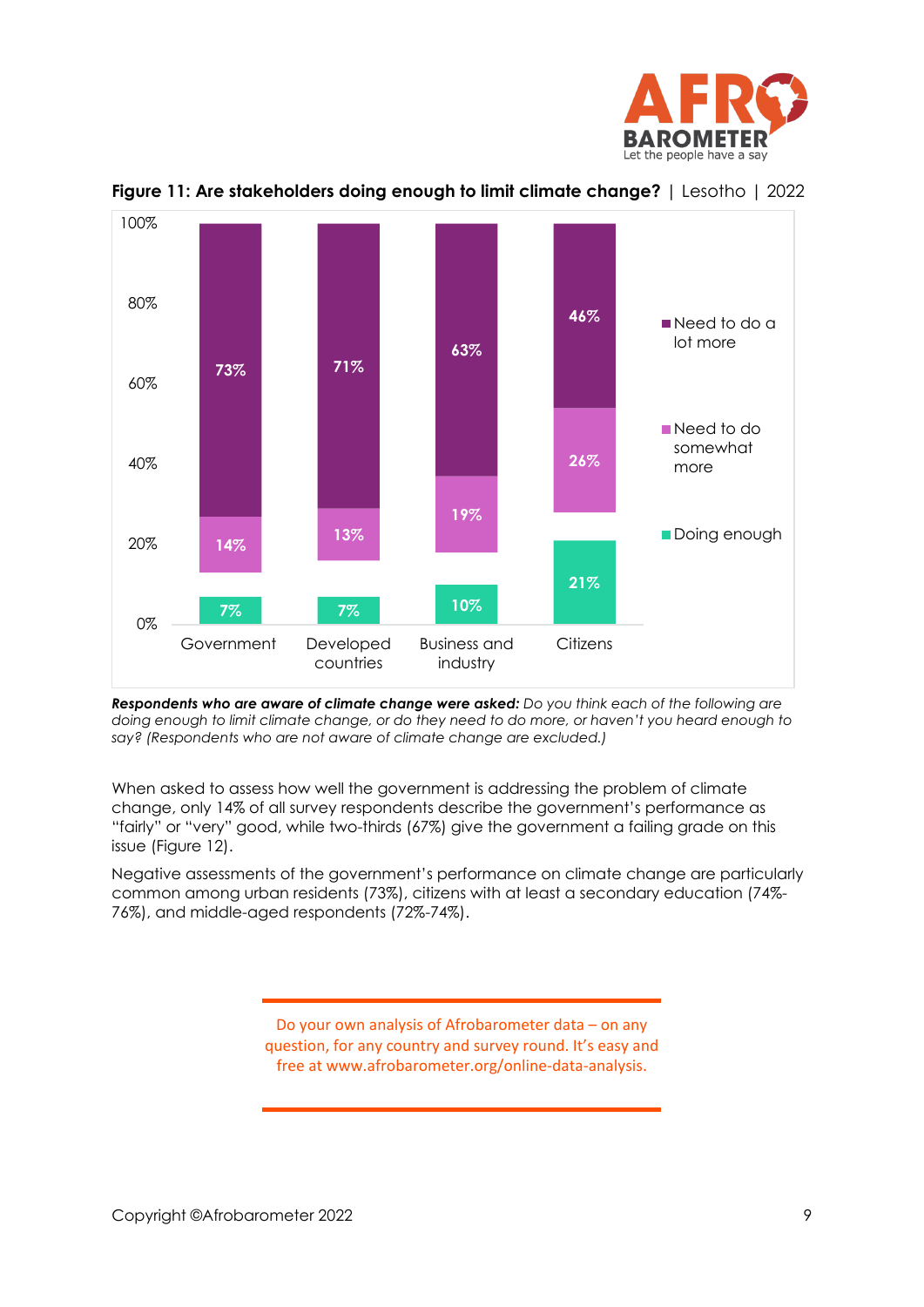**Figure 11: Are stakeholders doing enough to limit climate change?** | Lesotho | 2022

| | Need to do a lot more | Need to do somewhat more | Doing enough |
|---|---|---|---|
| Government | 73% | 14% | 7% |
| Developed countries | 71% | 13% | 7% |
| Business and industry | 63% | 19% | 10% |
| Citizens | 46% | 26% | 21% |

***Respondents who are aware of climate change were asked:*** *Do you think each of the following are doing enough to limit climate change, or do they need to do more, or haven't you heard enough to say? (Respondents who are not aware of climate change are excluded.)*

When asked to assess how well the government is addressing the problem of climate change, only 14% of all survey respondents describe the government's performance as "fairly" or "very" good, while two-thirds (67%) give the government a failing grade on this issue (Figure 12).

Negative assessments of the government's performance on climate change are particularly common among urban residents (73%), citizens with at least a secondary education (74%-76%), and middle-aged respondents (72%-74%).

Do your own analysis of Afrobarometer data – on any question, for any country and survey round. It's easy and free at www.afrobarometer.org/online-data-analysis.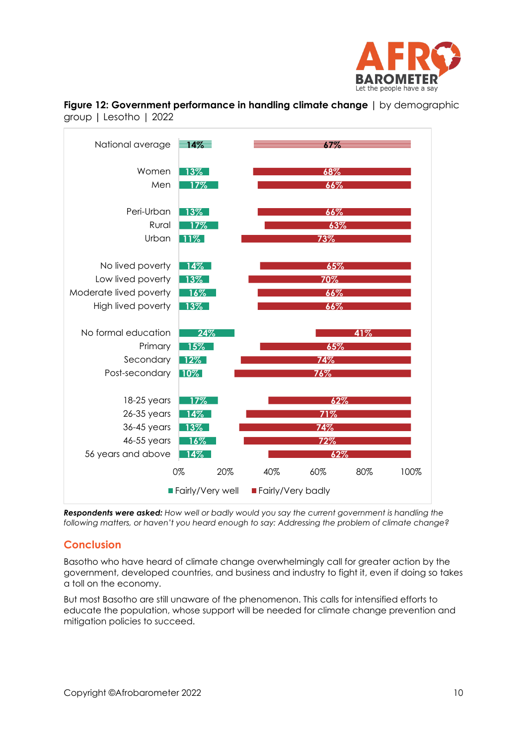**Figure 12: Government performance in handling climate change** | by demographic group | Lesotho | 2022

| | Fairly/Very well | Fairly/Very badly |
|---|---|---|
| National average | 14% | 67% |
| Women | 13% | 68% |
| Men | 17% | 66% |
| Peri-Urban | 13% | 66% |
| Rural | 17% | 63% |
| Urban | 11% | 73% |
| No lived poverty | 14% | 65% |
| Low lived poverty | 13% | 70% |
| Moderate lived poverty | 16% | 66% |
| High lived poverty | 13% | 66% |
| No formal education | 24% | 41% |
| Primary | 15% | 65% |
| Secondary | 12% | 74% |
| Post-secondary | 10% | 76% |
| 18-25 years | 17% | 62% |
| 26-35 years | 14% | 71% |
| 36-45 years | 13% | 74% |
| 46-55 years | 16% | 72% |
| 56 years and above | 14% | 62% |

***Respondents were asked:*** *How well or badly would you say the current government is handling the following matters, or haven't you heard enough to say: Addressing the problem of climate change?*

## Conclusion

Basotho who have heard of climate change overwhelmingly call for greater action by the government, developed countries, and business and industry to fight it, even if doing so takes a toll on the economy.

But most Basotho are still unaware of the phenomenon. This calls for intensified efforts to educate the population, whose support will be needed for climate change prevention and mitigation policies to succeed.

Copyright ©Afrobarometer 2022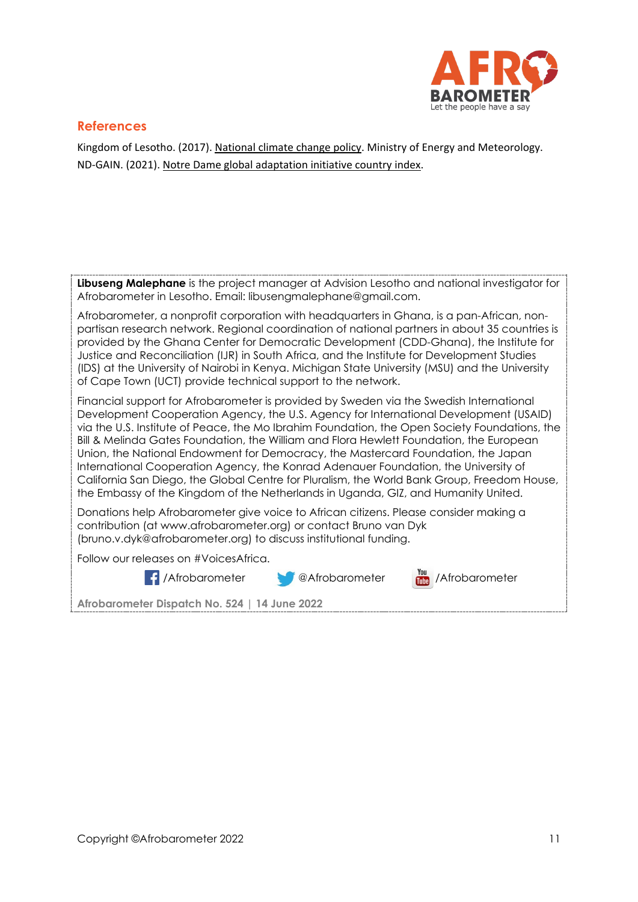## References

Kingdom of Lesotho. (2017). National climate change policy. Ministry of Energy and Meteorology.

ND-GAIN. (2021). Notre Dame global adaptation initiative country index.

**Libuseng Malephane** is the project manager at Advision Lesotho and national investigator for Afrobarometer in Lesotho. Email: libusengmalephane@gmail.com.

Afrobarometer, a nonprofit corporation with headquarters in Ghana, is a pan-African, non-partisan research network. Regional coordination of national partners in about 35 countries is provided by the Ghana Center for Democratic Development (CDD-Ghana), the Institute for Justice and Reconciliation (IJR) in South Africa, and the Institute for Development Studies (IDS) at the University of Nairobi in Kenya. Michigan State University (MSU) and the University of Cape Town (UCT) provide technical support to the network.

Financial support for Afrobarometer is provided by Sweden via the Swedish International Development Cooperation Agency, the U.S. Agency for International Development (USAID) via the U.S. Institute of Peace, the Mo Ibrahim Foundation, the Open Society Foundations, the Bill & Melinda Gates Foundation, the William and Flora Hewlett Foundation, the European Union, the National Endowment for Democracy, the Mastercard Foundation, the Japan International Cooperation Agency, the Konrad Adenauer Foundation, the University of California San Diego, the Global Centre for Pluralism, the World Bank Group, Freedom House, the Embassy of the Kingdom of the Netherlands in Uganda, GIZ, and Humanity United.

Donations help Afrobarometer give voice to African citizens. Please consider making a contribution (at www.afrobarometer.org) or contact Bruno van Dyk (bruno.v.dyk@afrobarometer.org) to discuss institutional funding.

Follow our releases on #VoicesAfrica.

/Afrobarometer @Afrobarometer /Afrobarometer

**Afrobarometer Dispatch No. 524 | 14 June 2022**

Copyright ©Afrobarometer 2022